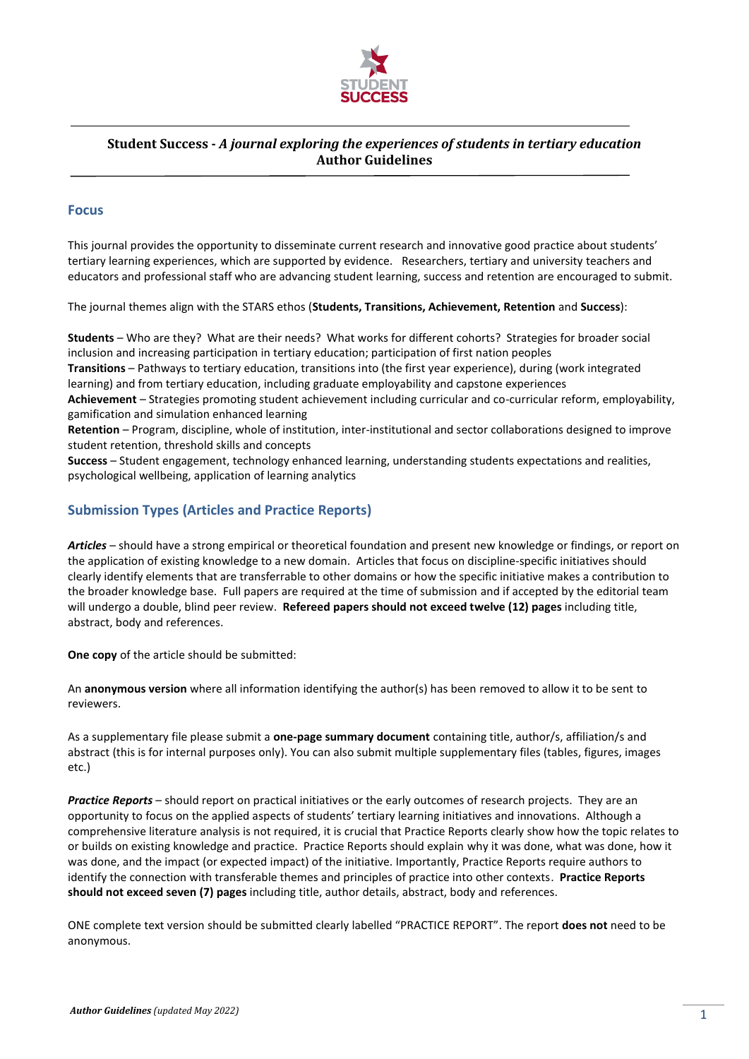# Student Success - *A journal exploring the experiences of students in tertiary education*
# Author Guidelines

## Focus

This journal provides the opportunity to disseminate current research and innovative good practice about students' tertiary learning experiences, which are supported by evidence. Researchers, tertiary and university teachers and educators and professional staff who are advancing student learning, success and retention are encouraged to submit.

The journal themes align with the STARS ethos (**Students, Transitions, Achievement, Retention** and **Success**):

**Students** – Who are they? What are their needs? What works for different cohorts? Strategies for broader social inclusion and increasing participation in tertiary education; participation of first nation peoples
**Transitions** – Pathways to tertiary education, transitions into (the first year experience), during (work integrated learning) and from tertiary education, including graduate employability and capstone experiences
**Achievement** – Strategies promoting student achievement including curricular and co-curricular reform, employability, gamification and simulation enhanced learning
**Retention** – Program, discipline, whole of institution, inter-institutional and sector collaborations designed to improve student retention, threshold skills and concepts
**Success** – Student engagement, technology enhanced learning, understanding students expectations and realities, psychological wellbeing, application of learning analytics

## Submission Types (Articles and Practice Reports)

***Articles*** – should have a strong empirical or theoretical foundation and present new knowledge or findings, or report on the application of existing knowledge to a new domain. Articles that focus on discipline-specific initiatives should clearly identify elements that are transferrable to other domains or how the specific initiative makes a contribution to the broader knowledge base. Full papers are required at the time of submission and if accepted by the editorial team will undergo a double, blind peer review. **Refereed papers should not exceed twelve (12) pages** including title, abstract, body and references.

**One copy** of the article should be submitted:

An **anonymous version** where all information identifying the author(s) has been removed to allow it to be sent to reviewers.

As a supplementary file please submit a **one-page summary document** containing title, author/s, affiliation/s and abstract (this is for internal purposes only). You can also submit multiple supplementary files (tables, figures, images etc.)

***Practice Reports*** – should report on practical initiatives or the early outcomes of research projects. They are an opportunity to focus on the applied aspects of students' tertiary learning initiatives and innovations. Although a comprehensive literature analysis is not required, it is crucial that Practice Reports clearly show how the topic relates to or builds on existing knowledge and practice. Practice Reports should explain why it was done, what was done, how it was done, and the impact (or expected impact) of the initiative. Importantly, Practice Reports require authors to identify the connection with transferable themes and principles of practice into other contexts. **Practice Reports should not exceed seven (7) pages** including title, author details, abstract, body and references.

ONE complete text version should be submitted clearly labelled "PRACTICE REPORT". The report **does not** need to be anonymous.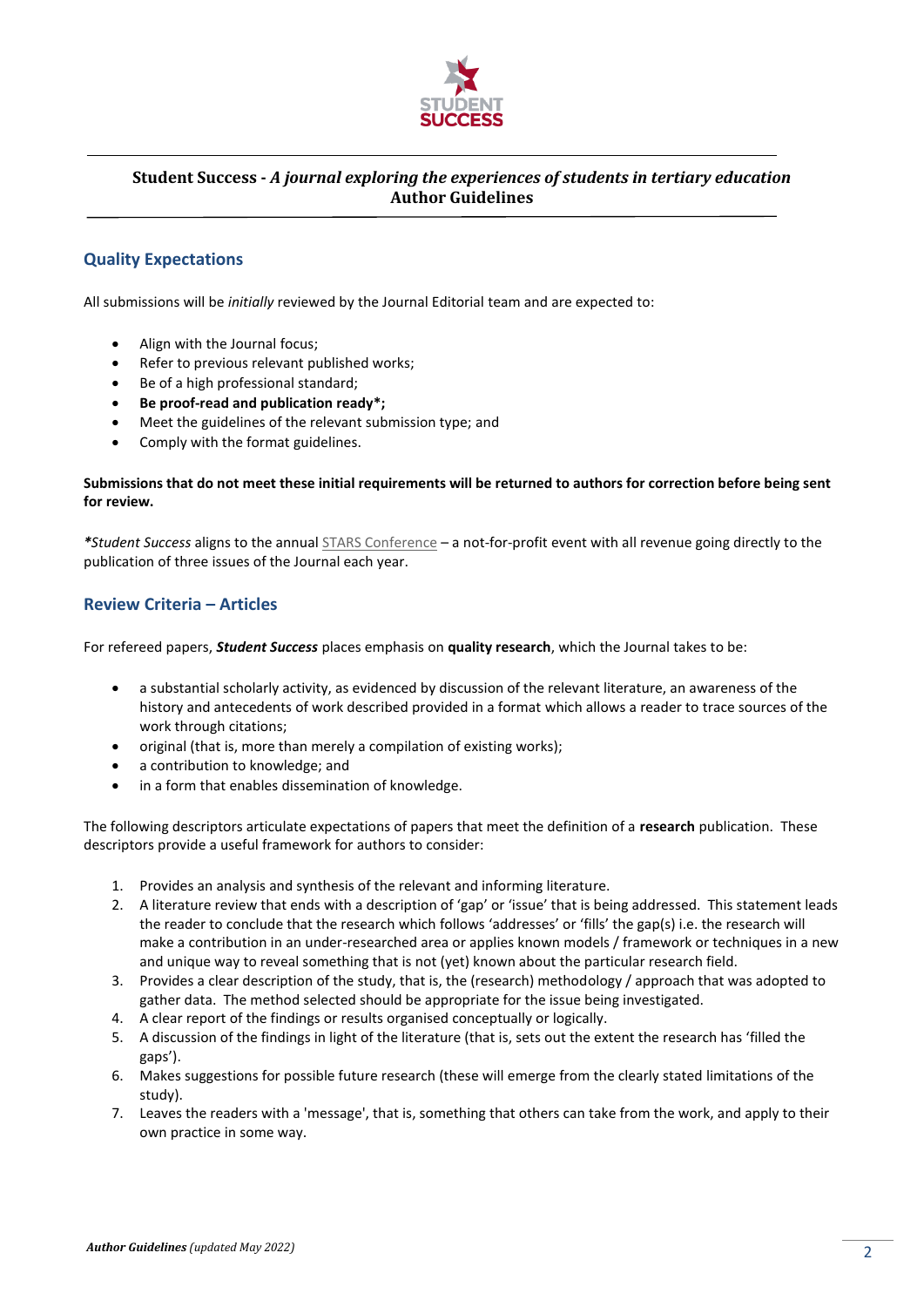**Student Success -** ***A journal exploring the experiences of students in tertiary education***
**Author Guidelines**

## Quality Expectations

All submissions will be *initially* reviewed by the Journal Editorial team and are expected to:

- Align with the Journal focus;
- Refer to previous relevant published works;
- Be of a high professional standard;
- **Be proof-read and publication ready*;**
- Meet the guidelines of the relevant submission type; and
- Comply with the format guidelines.

**Submissions that do not meet these initial requirements will be returned to authors for correction before being sent for review.**

****Student Success* aligns to the annual STARS Conference – a not-for-profit event with all revenue going directly to the publication of three issues of the Journal each year.

## Review Criteria – Articles

For refereed papers, ***Student Success*** places emphasis on **quality research**, which the Journal takes to be:

- a substantial scholarly activity, as evidenced by discussion of the relevant literature, an awareness of the history and antecedents of work described provided in a format which allows a reader to trace sources of the work through citations;
- original (that is, more than merely a compilation of existing works);
- a contribution to knowledge; and
- in a form that enables dissemination of knowledge.

The following descriptors articulate expectations of papers that meet the definition of a **research** publication. These descriptors provide a useful framework for authors to consider:

1. Provides an analysis and synthesis of the relevant and informing literature.
2. A literature review that ends with a description of 'gap' or 'issue' that is being addressed. This statement leads the reader to conclude that the research which follows 'addresses' or 'fills' the gap(s) i.e. the research will make a contribution in an under-researched area or applies known models / framework or techniques in a new and unique way to reveal something that is not (yet) known about the particular research field.
3. Provides a clear description of the study, that is, the (research) methodology / approach that was adopted to gather data. The method selected should be appropriate for the issue being investigated.
4. A clear report of the findings or results organised conceptually or logically.
5. A discussion of the findings in light of the literature (that is, sets out the extent the research has 'filled the gaps').
6. Makes suggestions for possible future research (these will emerge from the clearly stated limitations of the study).
7. Leaves the readers with a 'message', that is, something that others can take from the work, and apply to their own practice in some way.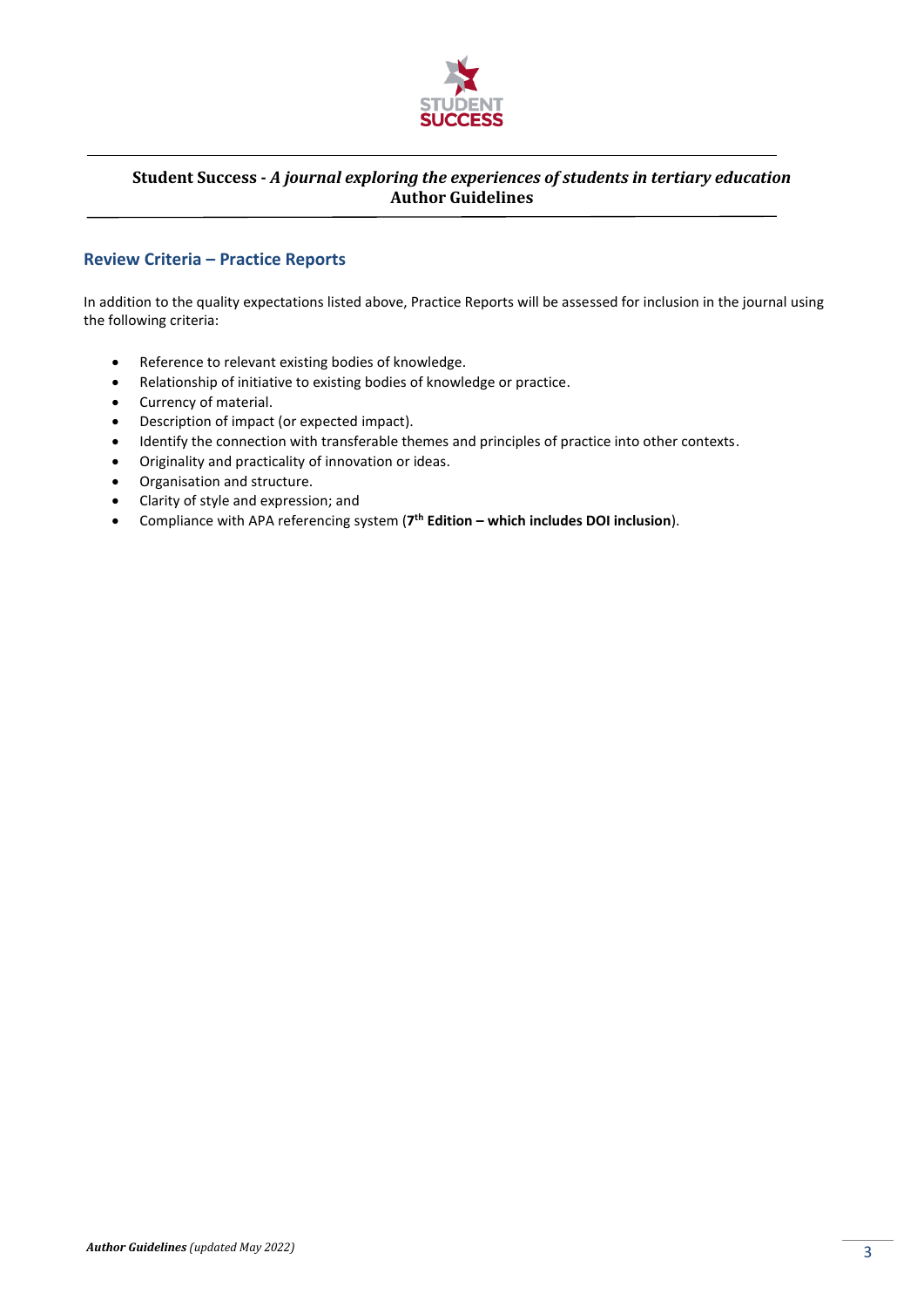## Review Criteria – Practice Reports

In addition to the quality expectations listed above, Practice Reports will be assessed for inclusion in the journal using the following criteria:

- Reference to relevant existing bodies of knowledge.
- Relationship of initiative to existing bodies of knowledge or practice.
- Currency of material.
- Description of impact (or expected impact).
- Identify the connection with transferable themes and principles of practice into other contexts.
- Originality and practicality of innovation or ideas.
- Organisation and structure.
- Clarity of style and expression; and
- Compliance with APA referencing system (**7th Edition – which includes DOI inclusion**).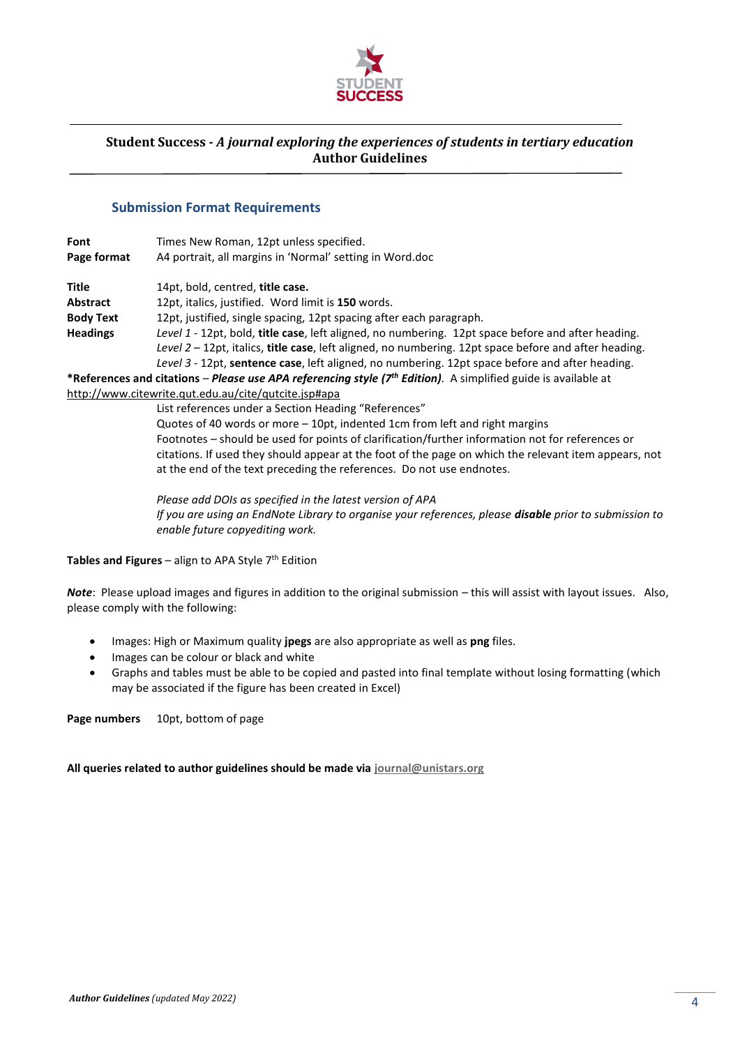**Student Success - *A journal exploring the experiences of students in tertiary education***
**Author Guidelines**

## Submission Format Requirements

**Font** Times New Roman, 12pt unless specified.
**Page format** A4 portrait, all margins in 'Normal' setting in Word.doc

**Title** 14pt, bold, centred, **title case.**
**Abstract** 12pt, italics, justified. Word limit is **150** words.
**Body Text** 12pt, justified, single spacing, 12pt spacing after each paragraph.
**Headings** *Level 1* - 12pt, bold, **title case**, left aligned, no numbering. 12pt space before and after heading.
*Level 2* – 12pt, italics, **title case**, left aligned, no numbering. 12pt space before and after heading.
*Level 3* - 12pt, **sentence case**, left aligned, no numbering. 12pt space before and after heading.

**\*References and citations** – ***Please use APA referencing style (7th Edition)***. A simplified guide is available at http://www.citewrite.qut.edu.au/cite/qutcite.jsp#apa

List references under a Section Heading "References"
Quotes of 40 words or more – 10pt, indented 1cm from left and right margins
Footnotes – should be used for points of clarification/further information not for references or citations. If used they should appear at the foot of the page on which the relevant item appears, not at the end of the text preceding the references. Do not use endnotes.

*Please add DOIs as specified in the latest version of APA*
*If you are using an EndNote Library to organise your references, please **disable** prior to submission to enable future copyediting work.*

**Tables and Figures** – align to APA Style 7th Edition

***Note***: Please upload images and figures in addition to the original submission – this will assist with layout issues. Also, please comply with the following:

- Images: High or Maximum quality **jpegs** are also appropriate as well as **png** files.
- Images can be colour or black and white
- Graphs and tables must be able to be copied and pasted into final template without losing formatting (which may be associated if the figure has been created in Excel)

**Page numbers** 10pt, bottom of page

**All queries related to author guidelines should be made via journal@unistars.org**